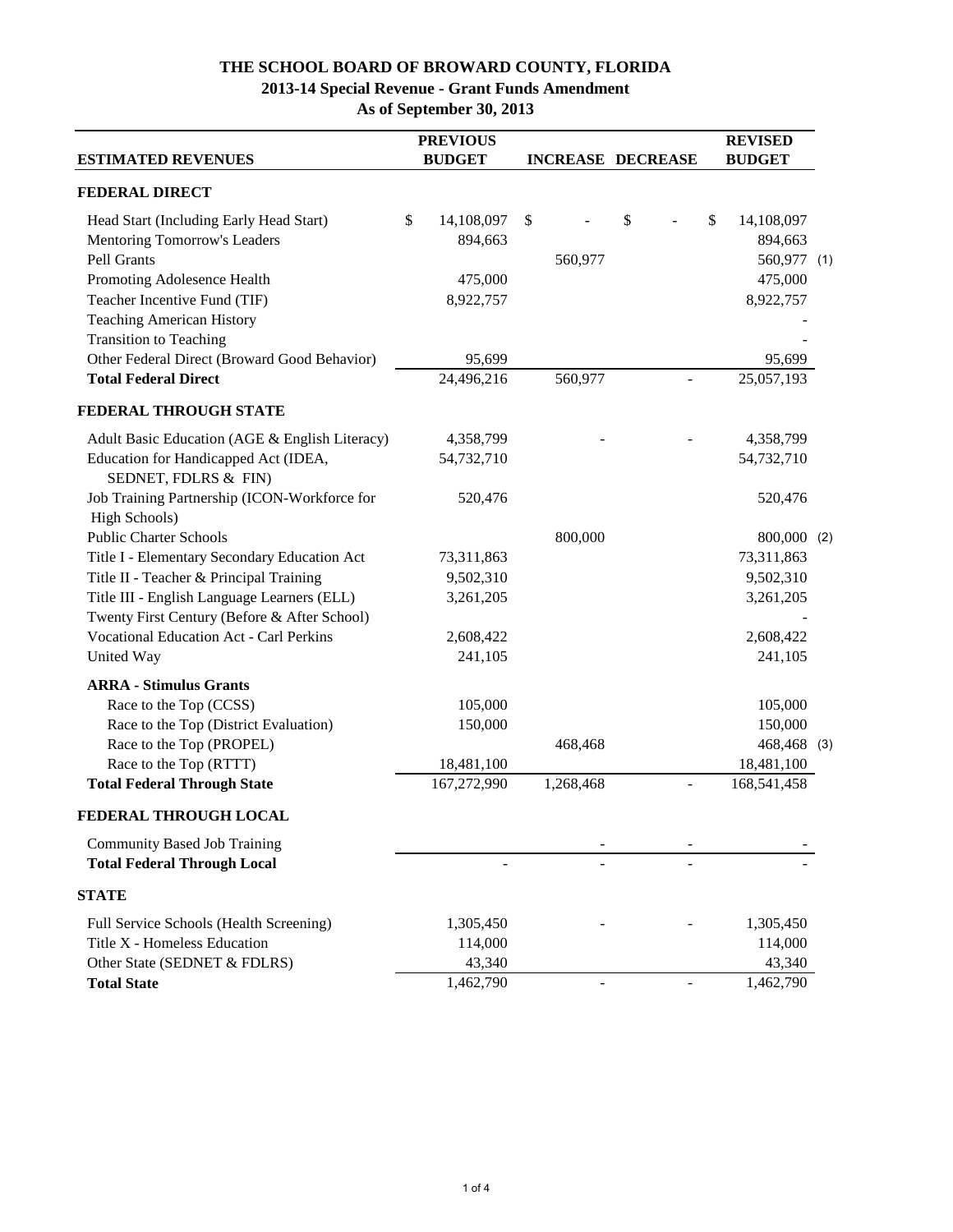# THE SCHOOL BOARD OF BROWARD COUNTY, FLORIDA

## 2013-14 Special Revenue - Grant Funds Amendment

### As of September 30, 2013

| ESTIMATED REVENUES | PREVIOUS BUDGET | INCREASE | DECREASE | REVISED BUDGET | |
|---|---|---|---|---|---|
| **FEDERAL DIRECT** | | | | | |
| Head Start (Including Early Head Start) | $ 14,108,097 | $ - | $ - | $ 14,108,097 | |
| Mentoring Tomorrow's Leaders | 894,663 | | | 894,663 | |
| Pell Grants | | 560,977 | | 560,977 | (1) |
| Promoting Adolesence Health | 475,000 | | | 475,000 | |
| Teacher Incentive Fund (TIF) | 8,922,757 | | | 8,922,757 | |
| Teaching American History | | | | - | |
| Transition to Teaching | | | | - | |
| Other Federal Direct (Broward Good Behavior) | 95,699 | | | 95,699 | |
| **Total Federal Direct** | 24,496,216 | 560,977 | - | 25,057,193 | |
| **FEDERAL THROUGH STATE** | | | | | |
| Adult Basic Education (AGE & English Literacy) | 4,358,799 | - | - | 4,358,799 | |
| Education for Handicapped Act (IDEA, SEDNET, FDLRS & FIN) | 54,732,710 | | | 54,732,710 | |
| Job Training Partnership (ICON-Workforce for High Schools) | 520,476 | | | 520,476 | |
| Public Charter Schools | | 800,000 | | 800,000 | (2) |
| Title I - Elementary Secondary Education Act | 73,311,863 | | | 73,311,863 | |
| Title II - Teacher & Principal Training | 9,502,310 | | | 9,502,310 | |
| Title III - English Language Learners (ELL) | 3,261,205 | | | 3,261,205 | |
| Twenty First Century (Before & After School) | | | | - | |
| Vocational Education Act - Carl Perkins | 2,608,422 | | | 2,608,422 | |
| United Way | 241,105 | | | 241,105 | |
| **ARRA - Stimulus Grants** | | | | | |
| Race to the Top (CCSS) | 105,000 | | | 105,000 | |
| Race to the Top (District Evaluation) | 150,000 | | | 150,000 | |
| Race to the Top (PROPEL) | | 468,468 | | 468,468 | (3) |
| Race to the Top (RTTT) | 18,481,100 | | | 18,481,100 | |
| **Total Federal Through State** | 167,272,990 | 1,268,468 | - | 168,541,458 | |
| **FEDERAL THROUGH LOCAL** | | | | | |
| Community Based Job Training | | - | - | - | |
| **Total Federal Through Local** | - | - | - | - | |
| **STATE** | | | | | |
| Full Service Schools (Health Screening) | 1,305,450 | - | - | 1,305,450 | |
| Title X - Homeless Education | 114,000 | | | 114,000 | |
| Other State (SEDNET & FDLRS) | 43,340 | | | 43,340 | |
| **Total State** | 1,462,790 | - | - | 1,462,790 | |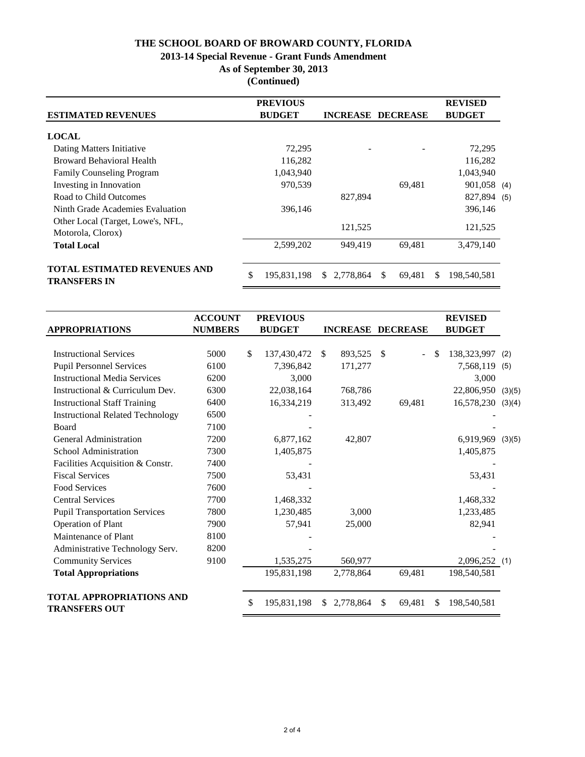# THE SCHOOL BOARD OF BROWARD COUNTY, FLORIDA

## 2013-14 Special Revenue - Grant Funds Amendment

### As of September 30, 2013

### (Continued)

| ESTIMATED REVENUES | PREVIOUS BUDGET | INCREASE | DECREASE | REVISED BUDGET | |
|---|---|---|---|---|---|
| **LOCAL** | | | | | |
| Dating Matters Initiative | 72,295 | - | - | 72,295 | |
| Broward Behavioral Health | 116,282 | | | 116,282 | |
| Family Counseling Program | 1,043,940 | | | 1,043,940 | |
| Investing in Innovation | 970,539 | | 69,481 | 901,058 | (4) |
| Road to Child Outcomes | | 827,894 | | 827,894 | (5) |
| Ninth Grade Academies Evaluation | 396,146 | | | 396,146 | |
| Other Local (Target, Lowe's, NFL, Motorola, Clorox) | | 121,525 | | 121,525 | |
| **Total Local** | 2,599,202 | 949,419 | 69,481 | 3,479,140 | |
| **TOTAL ESTIMATED REVENUES AND TRANSFERS IN** | $ 195,831,198 | $ 2,778,864 | $ 69,481 | $ 198,540,581 | |

| APPROPRIATIONS | ACCOUNT NUMBERS | PREVIOUS BUDGET | INCREASE | DECREASE | REVISED BUDGET | |
|---|---|---|---|---|---|---|
| Instructional Services | 5000 | $ 137,430,472 | $ 893,525 | $ - | $ 138,323,997 | (2) |
| Pupil Personnel Services | 6100 | 7,396,842 | 171,277 | | 7,568,119 | (5) |
| Instructional Media Services | 6200 | 3,000 | | | 3,000 | |
| Instructional & Curriculum Dev. | 6300 | 22,038,164 | 768,786 | | 22,806,950 | (3)(5) |
| Instructional Staff Training | 6400 | 16,334,219 | 313,492 | 69,481 | 16,578,230 | (3)(4) |
| Instructional Related Technology | 6500 | - | | | - | |
| Board | 7100 | - | | | - | |
| General Administration | 7200 | 6,877,162 | 42,807 | | 6,919,969 | (3)(5) |
| School Administration | 7300 | 1,405,875 | | | 1,405,875 | |
| Facilities Acquisition & Constr. | 7400 | - | | | - | |
| Fiscal Services | 7500 | 53,431 | | | 53,431 | |
| Food Services | 7600 | - | | | - | |
| Central Services | 7700 | 1,468,332 | | | 1,468,332 | |
| Pupil Transportation Services | 7800 | 1,230,485 | 3,000 | | 1,233,485 | |
| Operation of Plant | 7900 | 57,941 | 25,000 | | 82,941 | |
| Maintenance of Plant | 8100 | - | | | - | |
| Administrative Technology Serv. | 8200 | - | | | - | |
| Community Services | 9100 | 1,535,275 | 560,977 | | 2,096,252 | (1) |
| **Total Appropriations** | | 195,831,198 | 2,778,864 | 69,481 | 198,540,581 | |
| **TOTAL APPROPRIATIONS AND TRANSFERS OUT** | | $ 195,831,198 | $ 2,778,864 | $ 69,481 | $ 198,540,581 | |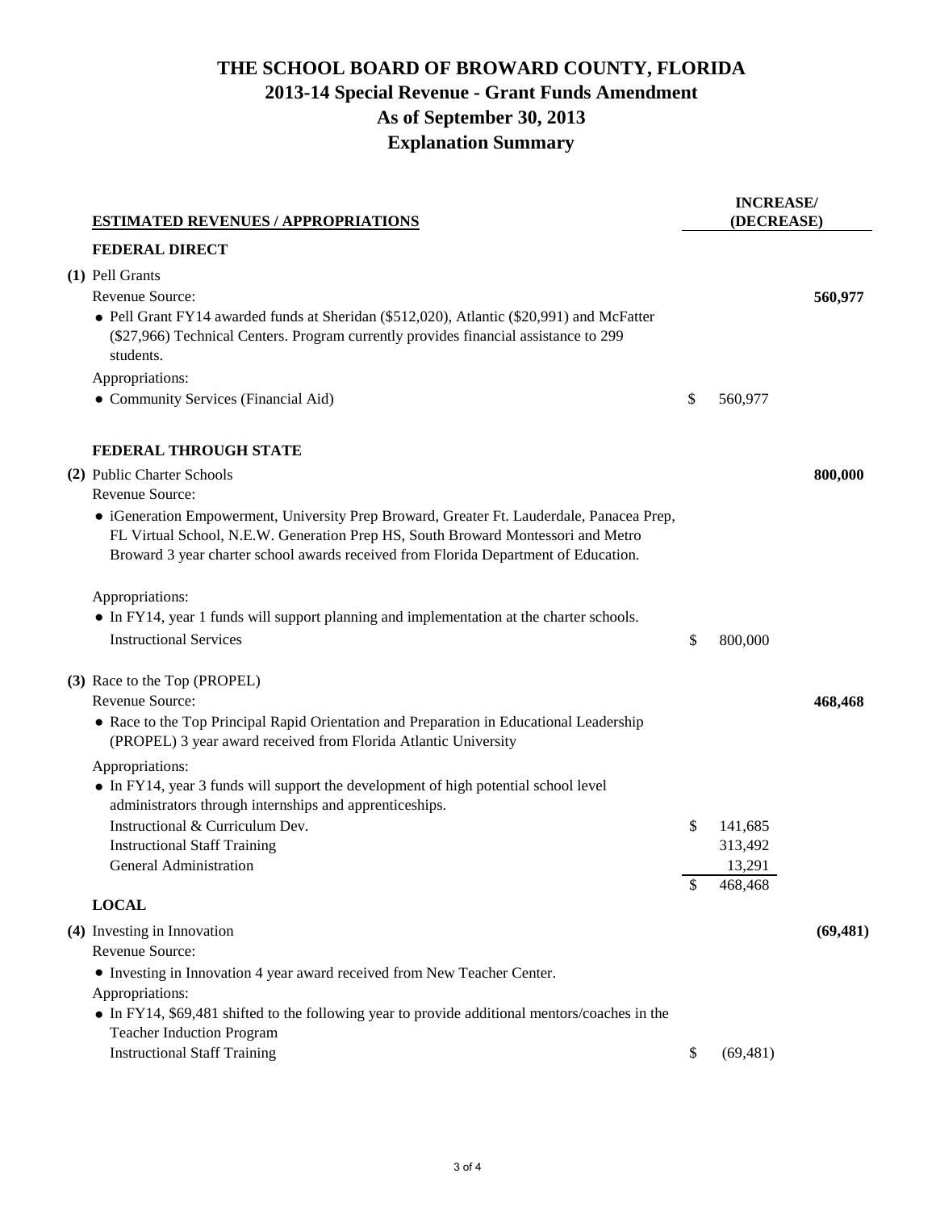# THE SCHOOL BOARD OF BROWARD COUNTY, FLORIDA
## 2013-14 Special Revenue - Grant Funds Amendment
## As of September 30, 2013
## Explanation Summary

| ESTIMATED REVENUES / APPROPRIATIONS | | INCREASE/ (DECREASE) |
|---|---|---|
| **FEDERAL DIRECT** | | |
| **(1)** Pell Grants | | |
| Revenue Source: | | **560,977** |
| • Pell Grant FY14 awarded funds at Sheridan ($512,020), Atlantic ($20,991) and McFatter ($27,966) Technical Centers. Program currently provides financial assistance to 299 students. | | |
| Appropriations: | | |
| • Community Services (Financial Aid) | $ 560,977 | |
| **FEDERAL THROUGH STATE** | | |
| **(2)** Public Charter Schools | | **800,000** |
| Revenue Source: | | |
| • iGeneration Empowerment, University Prep Broward, Greater Ft. Lauderdale, Panacea Prep, FL Virtual School, N.E.W. Generation Prep HS, South Broward Montessori and Metro Broward 3 year charter school awards received from Florida Department of Education. | | |
| Appropriations: | | |
| • In FY14, year 1 funds will support planning and implementation at the charter schools. | | |
| Instructional Services | $ 800,000 | |
| **(3)** Race to the Top (PROPEL) | | |
| Revenue Source: | | **468,468** |
| • Race to the Top Principal Rapid Orientation and Preparation in Educational Leadership (PROPEL) 3 year award received from Florida Atlantic University | | |
| Appropriations: | | |
| • In FY14, year 3 funds will support the development of high potential school level administrators through internships and apprenticeships. | | |
| Instructional & Curriculum Dev. | $ 141,685 | |
| Instructional Staff Training | 313,492 | |
| General Administration | 13,291 | |
| | $ 468,468 | |
| **LOCAL** | | |
| **(4)** Investing in Innovation | | **(69,481)** |
| Revenue Source: | | |
| • Investing in Innovation 4 year award received from New Teacher Center. | | |
| Appropriations: | | |
| • In FY14, $69,481 shifted to the following year to provide additional mentors/coaches in the Teacher Induction Program | | |
| Instructional Staff Training | $ (69,481) | |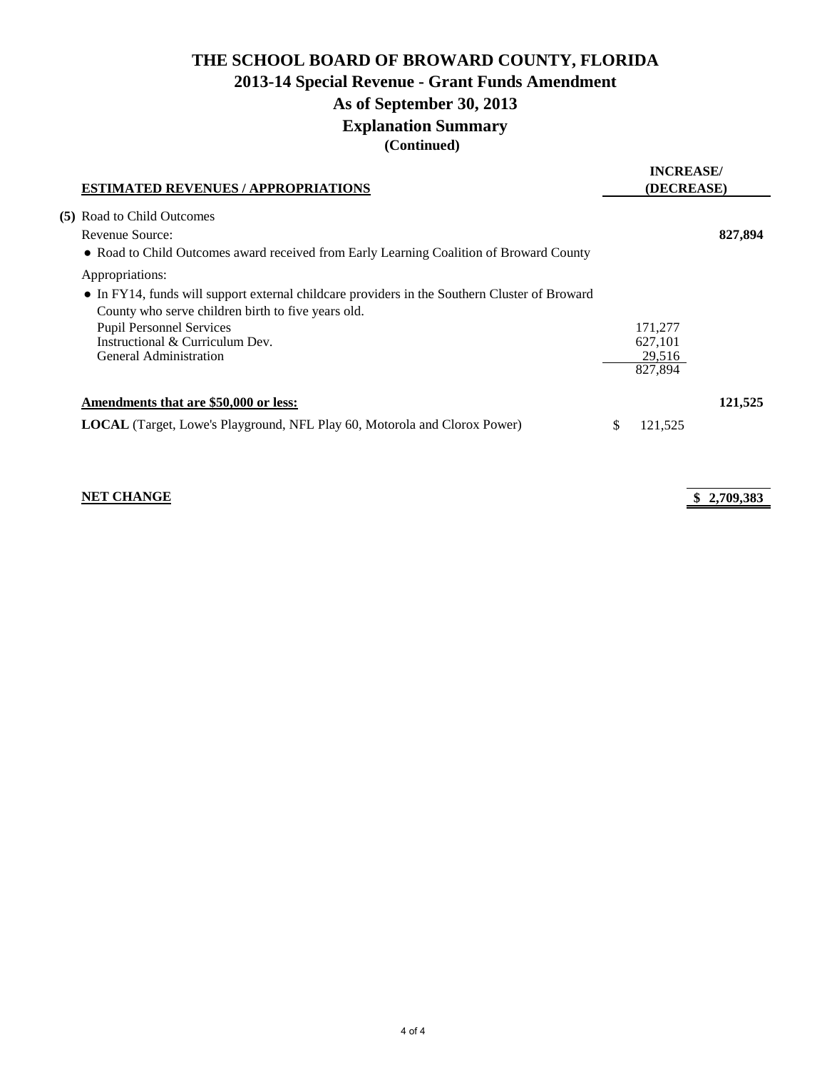# THE SCHOOL BOARD OF BROWARD COUNTY, FLORIDA

## 2013-14 Special Revenue - Grant Funds Amendment

## As of September 30, 2013

## Explanation Summary

**(Continued)**

| ESTIMATED REVENUES / APPROPRIATIONS | INCREASE/ (DECREASE) | |
|---|---|---|
| **(5)** Road to Child Outcomes | | |
| Revenue Source: | | **827,894** |
| ● Road to Child Outcomes award received from Early Learning Coalition of Broward County | | |
| Appropriations: | | |
| ● In FY14, funds will support external childcare providers in the Southern Cluster of Broward County who serve children birth to five years old. | | |
| Pupil Personnel Services | 171,277 | |
| Instructional & Curriculum Dev. | 627,101 | |
| General Administration | 29,516 | |
| | 827,894 | |
| **Amendments that are $50,000 or less:** | | **121,525** |
| **LOCAL** (Target, Lowe's Playground, NFL Play 60, Motorola and Clorox Power) | $ 121,525 | |
| **NET CHANGE** | | **$ 2,709,383** |